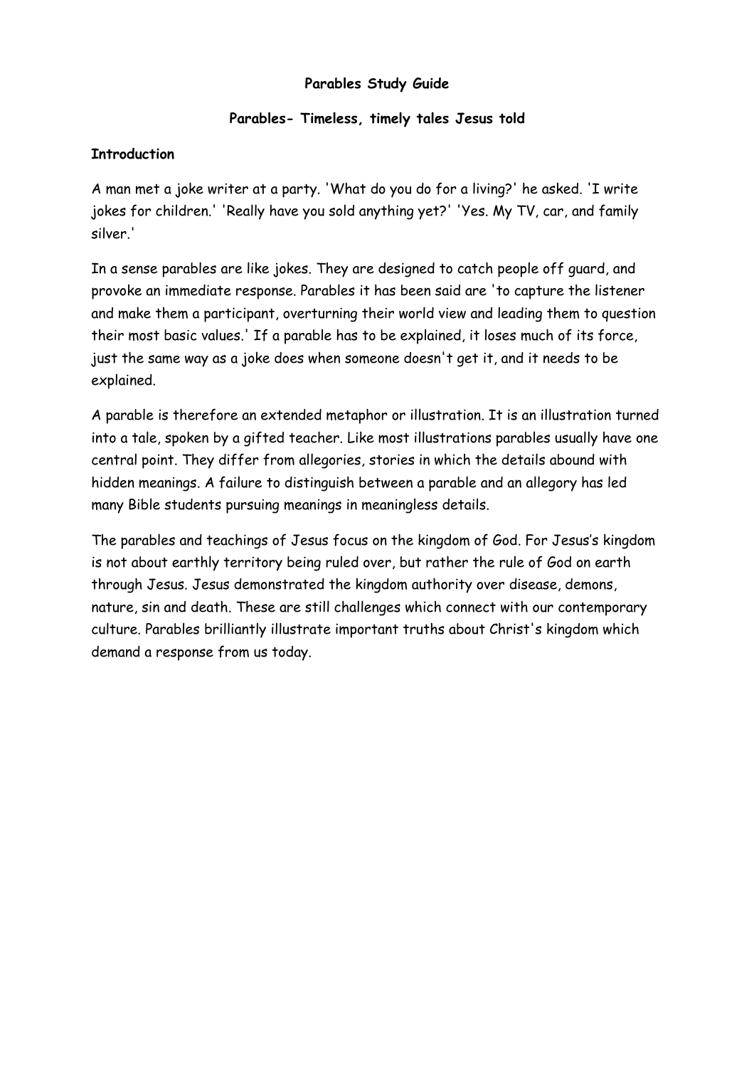# Parables Study Guide

## Parables- Timeless, timely tales Jesus told

### Introduction

A man met a joke writer at a party. 'What do you do for a living?' he asked. 'I write jokes for children.' 'Really have you sold anything yet?' 'Yes. My TV, car, and family silver.'

In a sense parables are like jokes. They are designed to catch people off guard, and provoke an immediate response. Parables it has been said are 'to capture the listener and make them a participant, overturning their world view and leading them to question their most basic values.' If a parable has to be explained, it loses much of its force, just the same way as a joke does when someone doesn't get it, and it needs to be explained.

A parable is therefore an extended metaphor or illustration. It is an illustration turned into a tale, spoken by a gifted teacher. Like most illustrations parables usually have one central point. They differ from allegories, stories in which the details abound with hidden meanings. A failure to distinguish between a parable and an allegory has led many Bible students pursuing meanings in meaningless details.

The parables and teachings of Jesus focus on the kingdom of God. For Jesus's kingdom is not about earthly territory being ruled over, but rather the rule of God on earth through Jesus. Jesus demonstrated the kingdom authority over disease, demons, nature, sin and death. These are still challenges which connect with our contemporary culture. Parables brilliantly illustrate important truths about Christ's kingdom which demand a response from us today.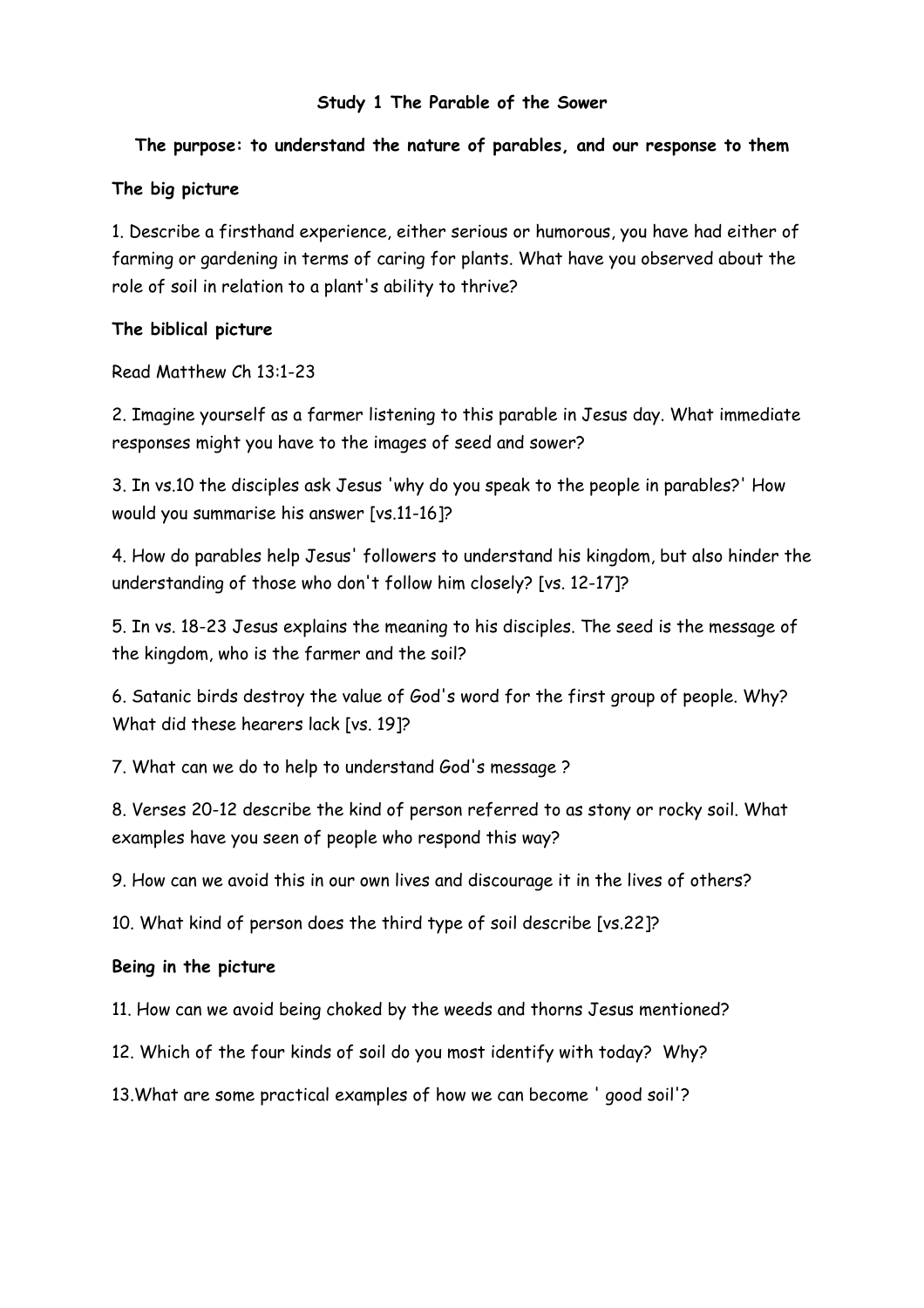# Study 1 The Parable of the Sower

**The purpose: to understand the nature of parables, and our response to them**

**The big picture**

1. Describe a firsthand experience, either serious or humorous, you have had either of farming or gardening in terms of caring for plants. What have you observed about the role of soil in relation to a plant's ability to thrive?

**The biblical picture**

Read Matthew Ch 13:1-23

2. Imagine yourself as a farmer listening to this parable in Jesus day. What immediate responses might you have to the images of seed and sower?

3. In vs.10 the disciples ask Jesus 'why do you speak to the people in parables?' How would you summarise his answer [vs.11-16]?

4. How do parables help Jesus' followers to understand his kingdom, but also hinder the understanding of those who don't follow him closely? [vs. 12-17]?

5. In vs. 18-23 Jesus explains the meaning to his disciples. The seed is the message of the kingdom, who is the farmer and the soil?

6. Satanic birds destroy the value of God's word for the first group of people. Why? What did these hearers lack [vs. 19]?

7. What can we do to help to understand God's message ?

8. Verses 20-12 describe the kind of person referred to as stony or rocky soil. What examples have you seen of people who respond this way?

9. How can we avoid this in our own lives and discourage it in the lives of others?

10. What kind of person does the third type of soil describe [vs.22]?

**Being in the picture**

11. How can we avoid being choked by the weeds and thorns Jesus mentioned?

12. Which of the four kinds of soil do you most identify with today? Why?

13. What are some practical examples of how we can become ' good soil'?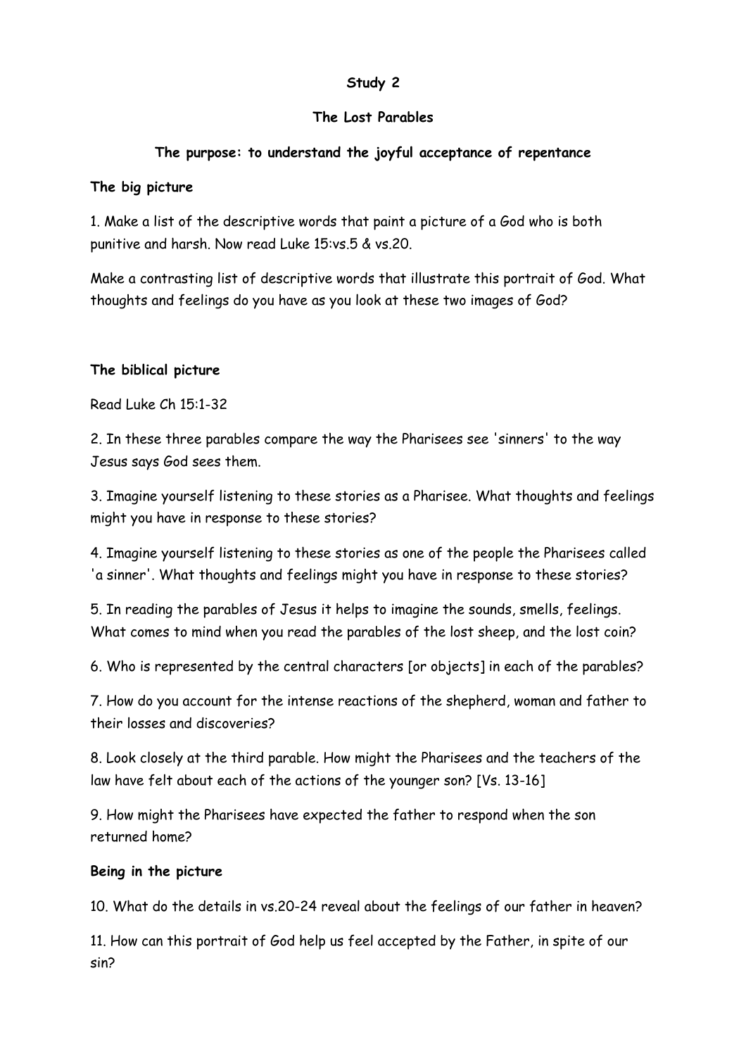**Study 2**

**The Lost Parables**

**The purpose: to understand the joyful acceptance of repentance**

**The big picture**

1. Make a list of the descriptive words that paint a picture of a God who is both punitive and harsh. Now read Luke 15:vs.5 & vs.20.

Make a contrasting list of descriptive words that illustrate this portrait of God. What thoughts and feelings do you have as you look at these two images of God?

**The biblical picture**

Read Luke Ch 15:1-32

2. In these three parables compare the way the Pharisees see 'sinners' to the way Jesus says God sees them.

3. Imagine yourself listening to these stories as a Pharisee. What thoughts and feelings might you have in response to these stories?

4. Imagine yourself listening to these stories as one of the people the Pharisees called 'a sinner'. What thoughts and feelings might you have in response to these stories?

5. In reading the parables of Jesus it helps to imagine the sounds, smells, feelings. What comes to mind when you read the parables of the lost sheep, and the lost coin?

6. Who is represented by the central characters [or objects] in each of the parables?

7. How do you account for the intense reactions of the shepherd, woman and father to their losses and discoveries?

8. Look closely at the third parable. How might the Pharisees and the teachers of the law have felt about each of the actions of the younger son? [Vs. 13-16]

9. How might the Pharisees have expected the father to respond when the son returned home?

**Being in the picture**

10. What do the details in vs.20-24 reveal about the feelings of our father in heaven?

11. How can this portrait of God help us feel accepted by the Father, in spite of our sin?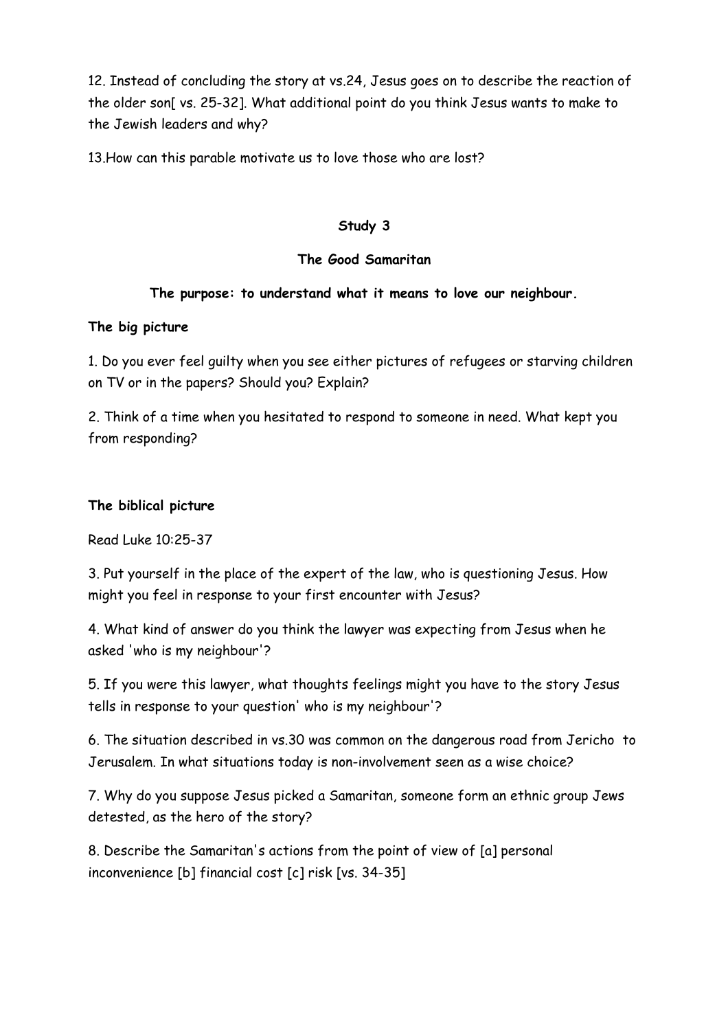12. Instead of concluding the story at vs.24, Jesus goes on to describe the reaction of the older son[ vs. 25-32]. What additional point do you think Jesus wants to make to the Jewish leaders and why?

13.How can this parable motivate us to love those who are lost?

**Study 3**

**The Good Samaritan**

**The purpose: to understand what it means to love our neighbour.**

**The big picture**

1. Do you ever feel guilty when you see either pictures of refugees or starving children on TV or in the papers? Should you? Explain?

2. Think of a time when you hesitated to respond to someone in need. What kept you from responding?

**The biblical picture**

Read Luke 10:25-37

3. Put yourself in the place of the expert of the law, who is questioning Jesus. How might you feel in response to your first encounter with Jesus?

4. What kind of answer do you think the lawyer was expecting from Jesus when he asked 'who is my neighbour'?

5. If you were this lawyer, what thoughts feelings might you have to the story Jesus tells in response to your question' who is my neighbour'?

6. The situation described in vs.30 was common on the dangerous road from Jericho to Jerusalem. In what situations today is non-involvement seen as a wise choice?

7. Why do you suppose Jesus picked a Samaritan, someone form an ethnic group Jews detested, as the hero of the story?

8. Describe the Samaritan's actions from the point of view of [a] personal inconvenience [b] financial cost [c] risk [vs. 34-35]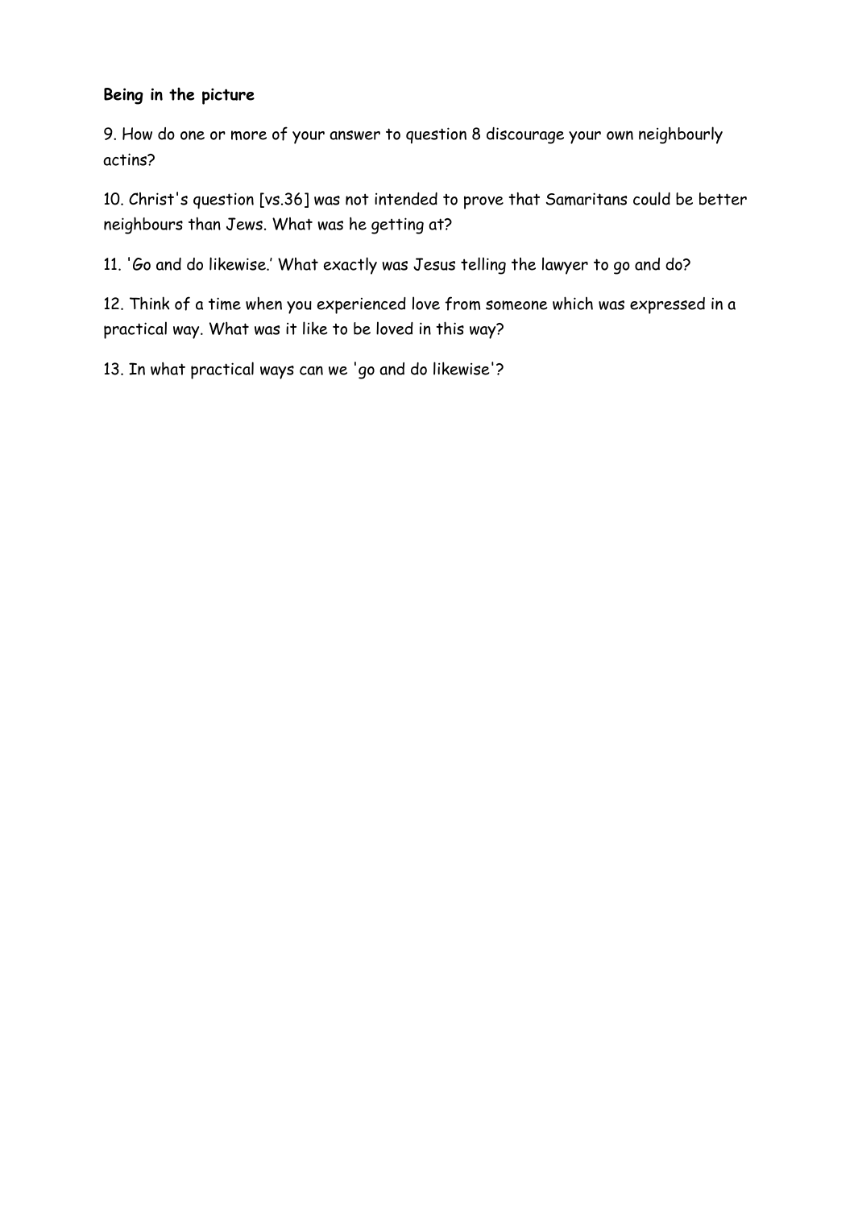**Being in the picture**

9. How do one or more of your answer to question 8 discourage your own neighbourly actins?

10. Christ's question [vs.36] was not intended to prove that Samaritans could be better neighbours than Jews. What was he getting at?

11. 'Go and do likewise.' What exactly was Jesus telling the lawyer to go and do?

12. Think of a time when you experienced love from someone which was expressed in a practical way. What was it like to be loved in this way?

13. In what practical ways can we 'go and do likewise'?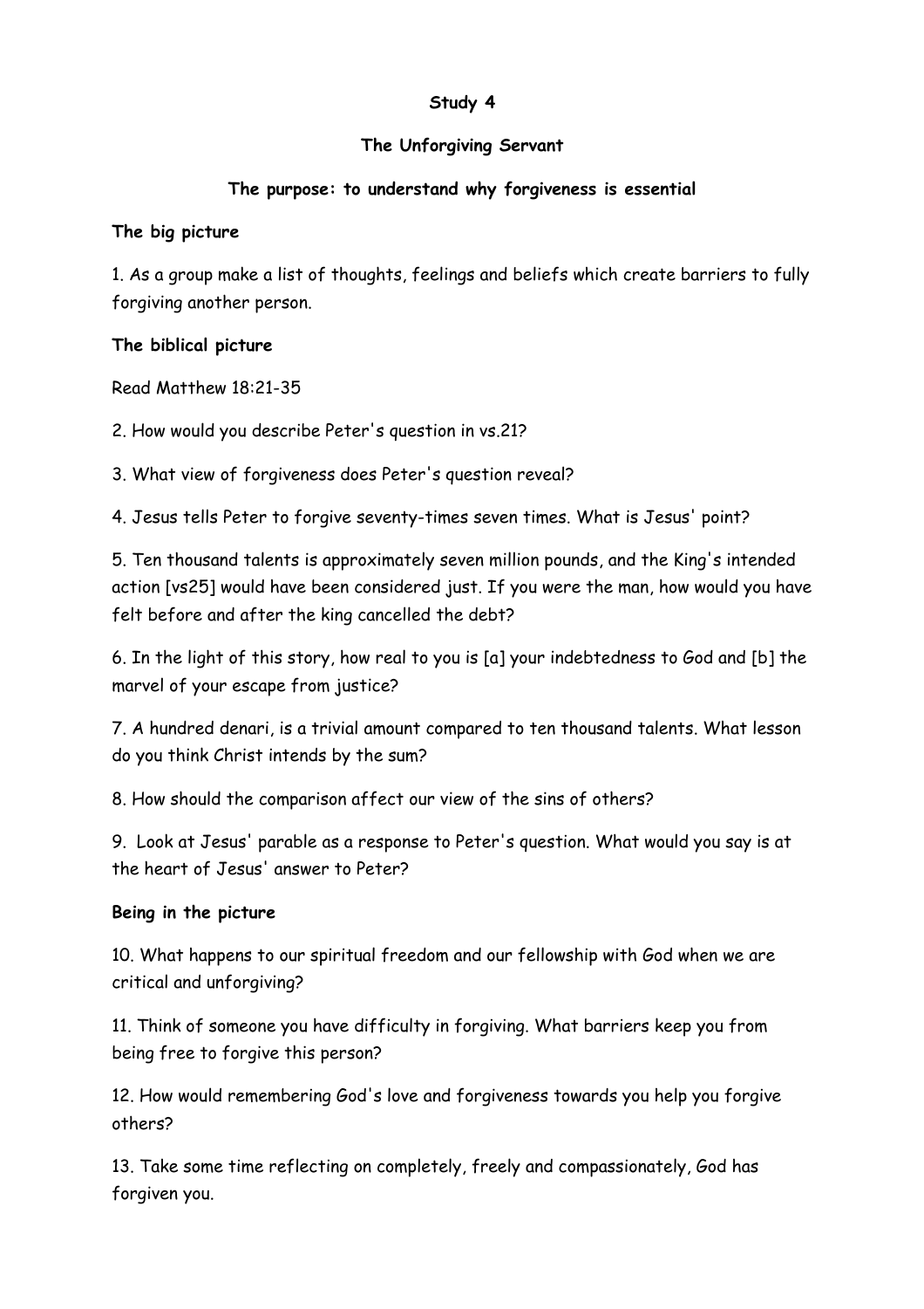# Study 4

## The Unforgiving Servant

### The purpose: to understand why forgiveness is essential

**The big picture**

1. As a group make a list of thoughts, feelings and beliefs which create barriers to fully forgiving another person.

**The biblical picture**

Read Matthew 18:21-35

2. How would you describe Peter's question in vs.21?

3. What view of forgiveness does Peter's question reveal?

4. Jesus tells Peter to forgive seventy-times seven times. What is Jesus' point?

5. Ten thousand talents is approximately seven million pounds, and the King's intended action [vs25] would have been considered just. If you were the man, how would you have felt before and after the king cancelled the debt?

6. In the light of this story, how real to you is [a] your indebtedness to God and [b] the marvel of your escape from justice?

7. A hundred denari, is a trivial amount compared to ten thousand talents. What lesson do you think Christ intends by the sum?

8. How should the comparison affect our view of the sins of others?

9. Look at Jesus' parable as a response to Peter's question. What would you say is at the heart of Jesus' answer to Peter?

**Being in the picture**

10. What happens to our spiritual freedom and our fellowship with God when we are critical and unforgiving?

11. Think of someone you have difficulty in forgiving. What barriers keep you from being free to forgive this person?

12. How would remembering God's love and forgiveness towards you help you forgive others?

13. Take some time reflecting on completely, freely and compassionately, God has forgiven you.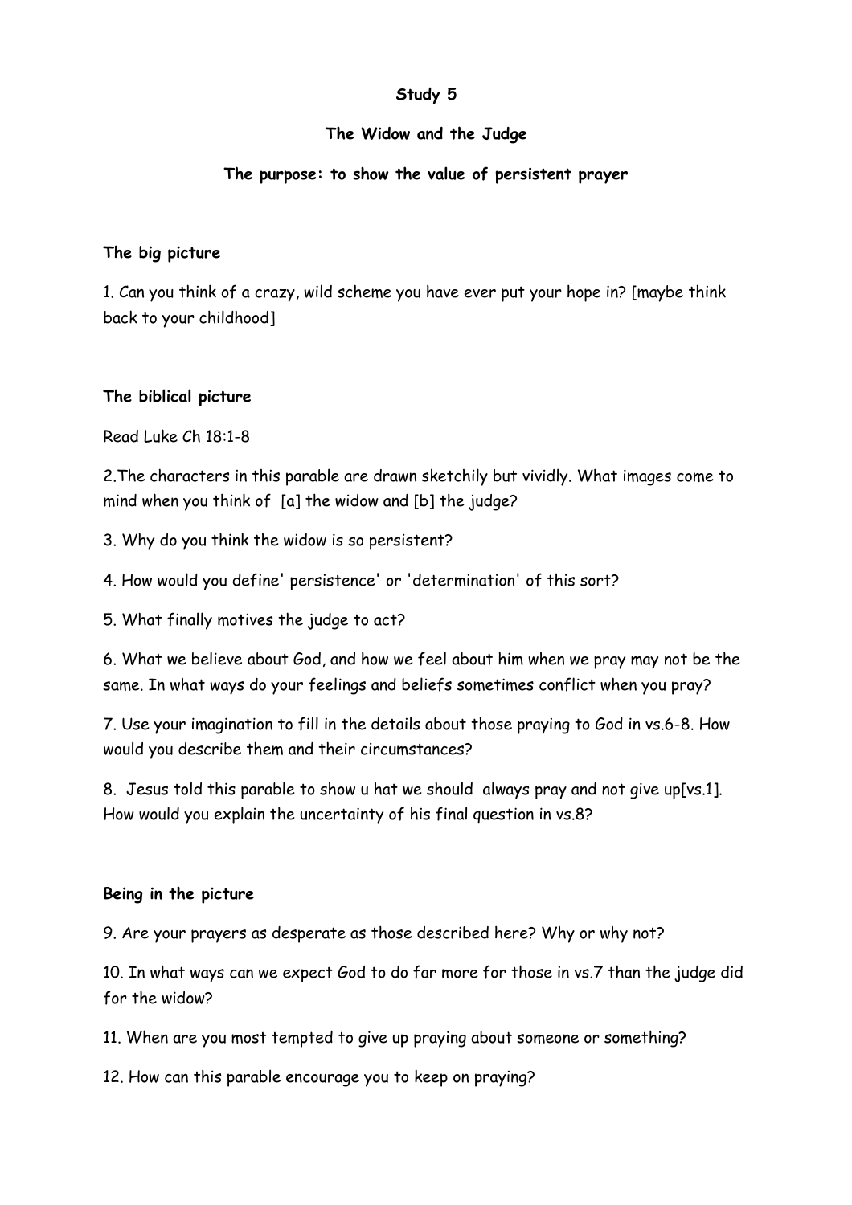**Study 5**

**The Widow and the Judge**

**The purpose: to show the value of persistent prayer**

**The big picture**

1. Can you think of a crazy, wild scheme you have ever put your hope in? [maybe think back to your childhood]

**The biblical picture**

Read Luke Ch 18:1-8

2.The characters in this parable are drawn sketchily but vividly. What images come to mind when you think of [a] the widow and [b] the judge?

3. Why do you think the widow is so persistent?

4. How would you define' persistence' or 'determination' of this sort?

5. What finally motives the judge to act?

6. What we believe about God, and how we feel about him when we pray may not be the same. In what ways do your feelings and beliefs sometimes conflict when you pray?

7. Use your imagination to fill in the details about those praying to God in vs.6-8. How would you describe them and their circumstances?

8. Jesus told this parable to show u hat we should always pray and not give up[vs.1]. How would you explain the uncertainty of his final question in vs.8?

**Being in the picture**

9. Are your prayers as desperate as those described here? Why or why not?

10. In what ways can we expect God to do far more for those in vs.7 than the judge did for the widow?

11. When are you most tempted to give up praying about someone or something?

12. How can this parable encourage you to keep on praying?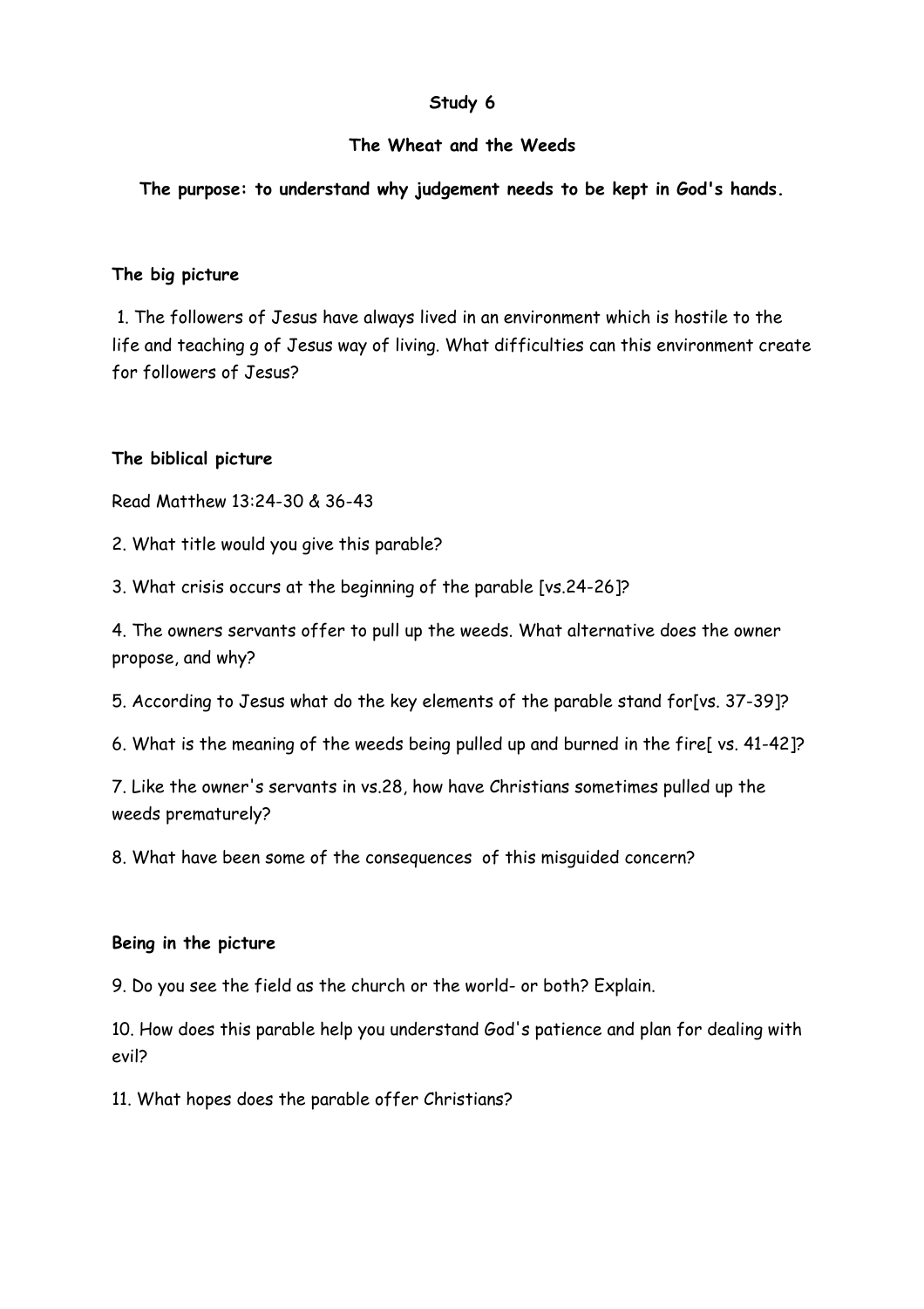**Study 6**

**The Wheat and the Weeds**

**The purpose: to understand why judgement needs to be kept in God's hands.**

**The big picture**

1. The followers of Jesus have always lived in an environment which is hostile to the life and teaching g of Jesus way of living. What difficulties can this environment create for followers of Jesus?

**The biblical picture**

Read Matthew 13:24-30 & 36-43

2. What title would you give this parable?

3. What crisis occurs at the beginning of the parable [vs.24-26]?

4. The owners servants offer to pull up the weeds. What alternative does the owner propose, and why?

5. According to Jesus what do the key elements of the parable stand for[vs. 37-39]?

6. What is the meaning of the weeds being pulled up and burned in the fire[ vs. 41-42]?

7. Like the owner's servants in vs.28, how have Christians sometimes pulled up the weeds prematurely?

8. What have been some of the consequences of this misguided concern?

**Being in the picture**

9. Do you see the field as the church or the world- or both? Explain.

10. How does this parable help you understand God's patience and plan for dealing with evil?

11. What hopes does the parable offer Christians?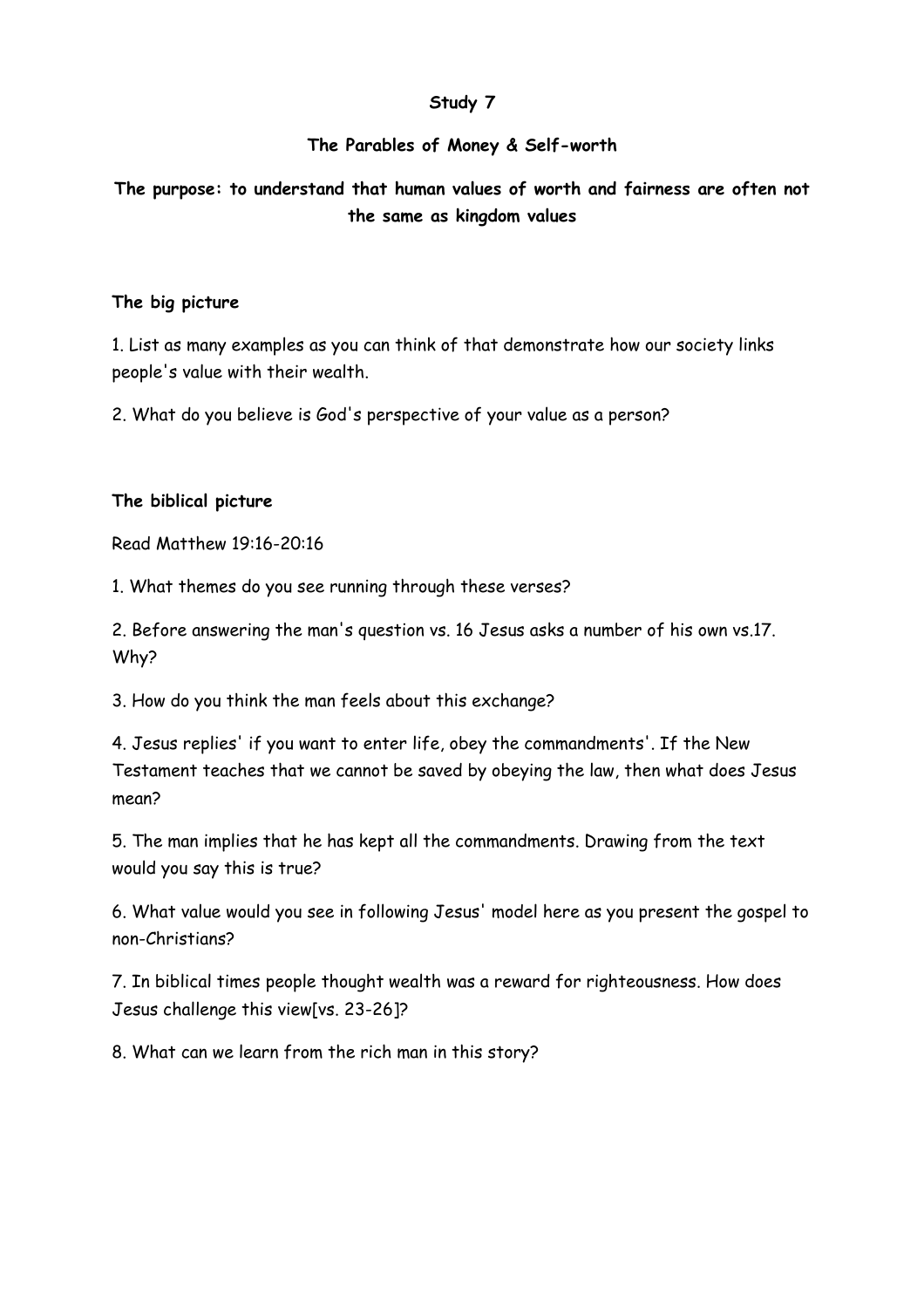# Study 7

## The Parables of Money & Self-worth

**The purpose: to understand that human values of worth and fairness are often not the same as kingdom values**

### The big picture

1. List as many examples as you can think of that demonstrate how our society links people's value with their wealth.

2. What do you believe is God's perspective of your value as a person?

### The biblical picture

Read Matthew 19:16-20:16

1. What themes do you see running through these verses?

2. Before answering the man's question vs. 16 Jesus asks a number of his own vs.17. Why?

3. How do you think the man feels about this exchange?

4. Jesus replies' if you want to enter life, obey the commandments'. If the New Testament teaches that we cannot be saved by obeying the law, then what does Jesus mean?

5. The man implies that he has kept all the commandments. Drawing from the text would you say this is true?

6. What value would you see in following Jesus' model here as you present the gospel to non-Christians?

7. In biblical times people thought wealth was a reward for righteousness. How does Jesus challenge this view[vs. 23-26]?

8. What can we learn from the rich man in this story?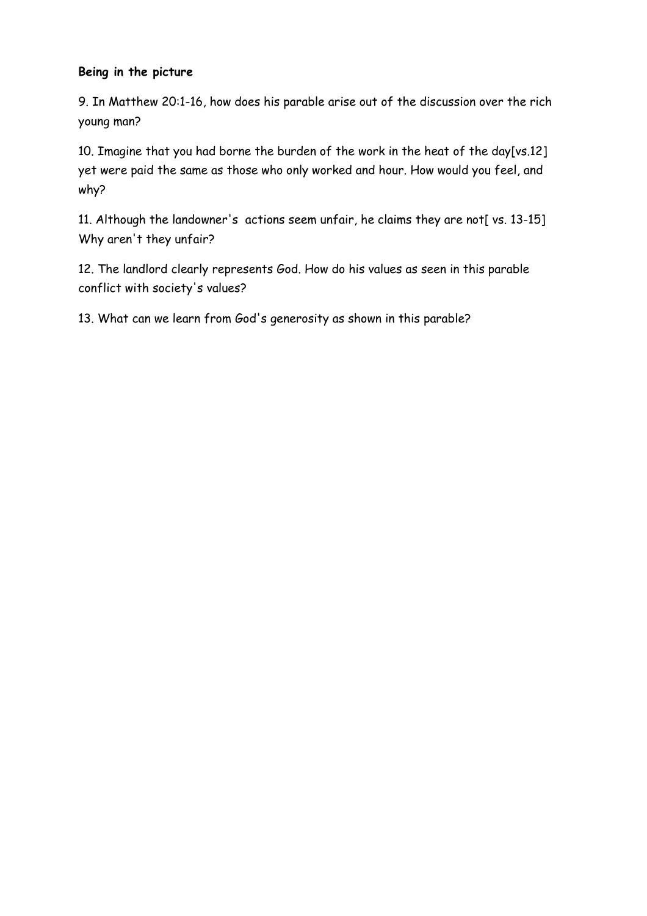**Being in the picture**

9. In Matthew 20:1-16, how does his parable arise out of the discussion over the rich young man?

10. Imagine that you had borne the burden of the work in the heat of the day[vs.12] yet were paid the same as those who only worked and hour. How would you feel, and why?

11. Although the landowner's actions seem unfair, he claims they are not[ vs. 13-15] Why aren't they unfair?

12. The landlord clearly represents God. How do his values as seen in this parable conflict with society's values?

13. What can we learn from God's generosity as shown in this parable?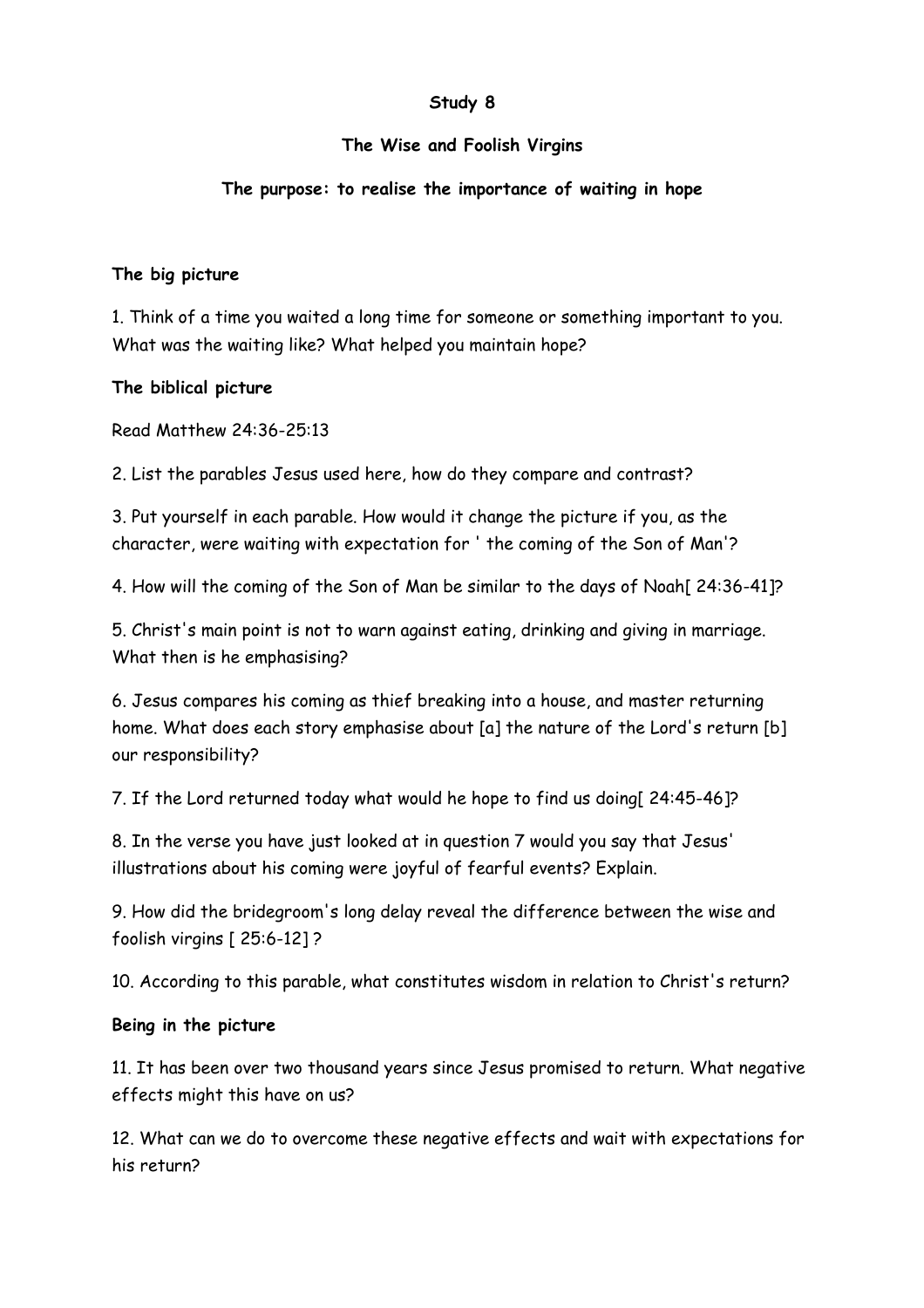**Study 8**

**The Wise and Foolish Virgins**

**The purpose: to realise the importance of waiting in hope**

**The big picture**

1. Think of a time you waited a long time for someone or something important to you. What was the waiting like? What helped you maintain hope?

**The biblical picture**

Read Matthew 24:36-25:13

2. List the parables Jesus used here, how do they compare and contrast?

3. Put yourself in each parable. How would it change the picture if you, as the character, were waiting with expectation for ' the coming of the Son of Man'?

4. How will the coming of the Son of Man be similar to the days of Noah[ 24:36-41]?

5. Christ's main point is not to warn against eating, drinking and giving in marriage. What then is he emphasising?

6. Jesus compares his coming as thief breaking into a house, and master returning home. What does each story emphasise about [a] the nature of the Lord's return [b] our responsibility?

7. If the Lord returned today what would he hope to find us doing[ 24:45-46]?

8. In the verse you have just looked at in question 7 would you say that Jesus' illustrations about his coming were joyful of fearful events? Explain.

9. How did the bridegroom's long delay reveal the difference between the wise and foolish virgins [ 25:6-12] ?

10. According to this parable, what constitutes wisdom in relation to Christ's return?

**Being in the picture**

11. It has been over two thousand years since Jesus promised to return. What negative effects might this have on us?

12. What can we do to overcome these negative effects and wait with expectations for his return?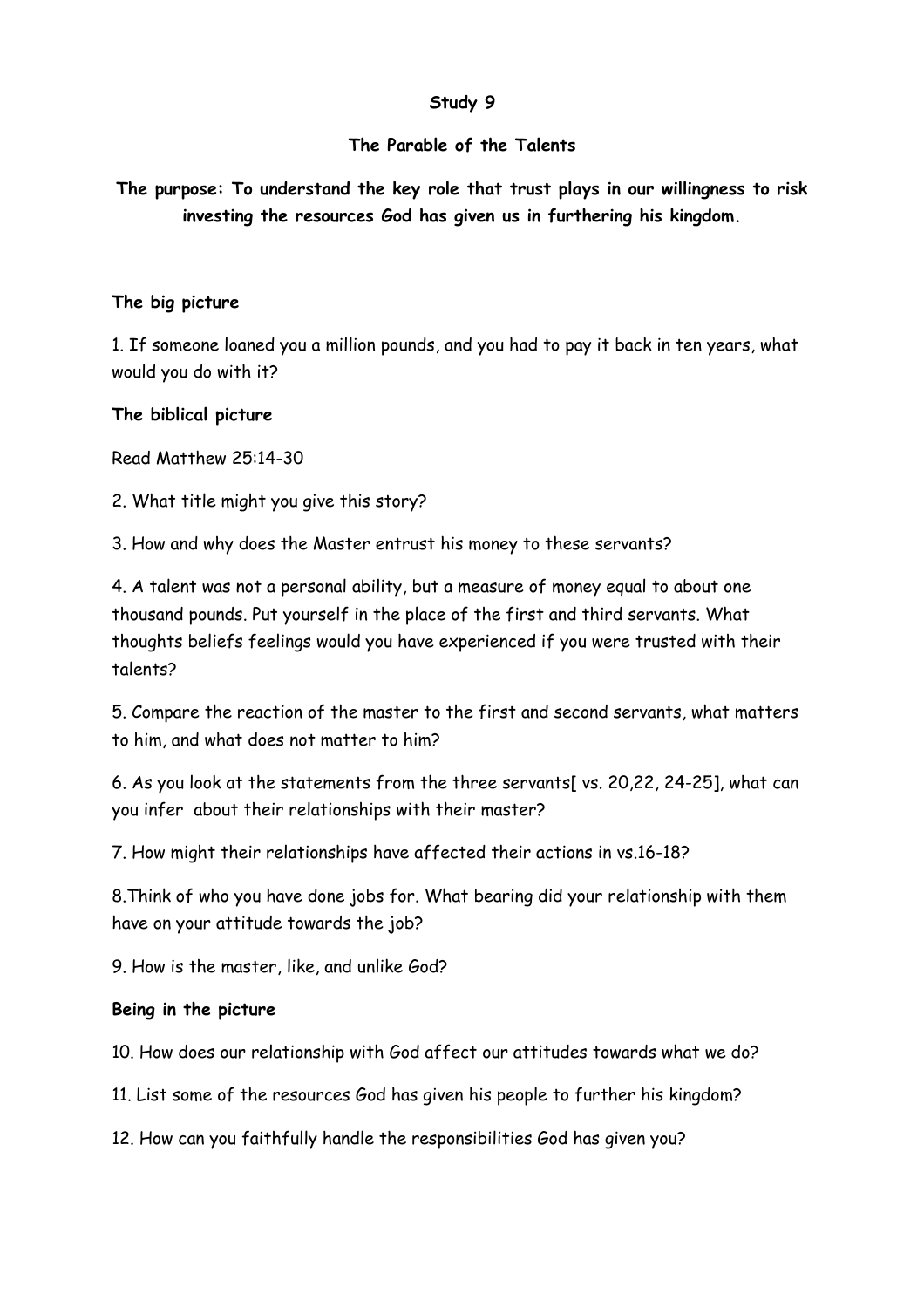**Study 9**

**The Parable of the Talents**

**The purpose: To understand the key role that trust plays in our willingness to risk investing the resources God has given us in furthering his kingdom.**

**The big picture**

1. If someone loaned you a million pounds, and you had to pay it back in ten years, what would you do with it?

**The biblical picture**

Read Matthew 25:14-30

2. What title might you give this story?

3. How and why does the Master entrust his money to these servants?

4. A talent was not a personal ability, but a measure of money equal to about one thousand pounds. Put yourself in the place of the first and third servants. What thoughts beliefs feelings would you have experienced if you were trusted with their talents?

5. Compare the reaction of the master to the first and second servants, what matters to him, and what does not matter to him?

6. As you look at the statements from the three servants[ vs. 20,22, 24-25], what can you infer about their relationships with their master?

7. How might their relationships have affected their actions in vs.16-18?

8.Think of who you have done jobs for. What bearing did your relationship with them have on your attitude towards the job?

9. How is the master, like, and unlike God?

**Being in the picture**

10. How does our relationship with God affect our attitudes towards what we do?

11. List some of the resources God has given his people to further his kingdom?

12. How can you faithfully handle the responsibilities God has given you?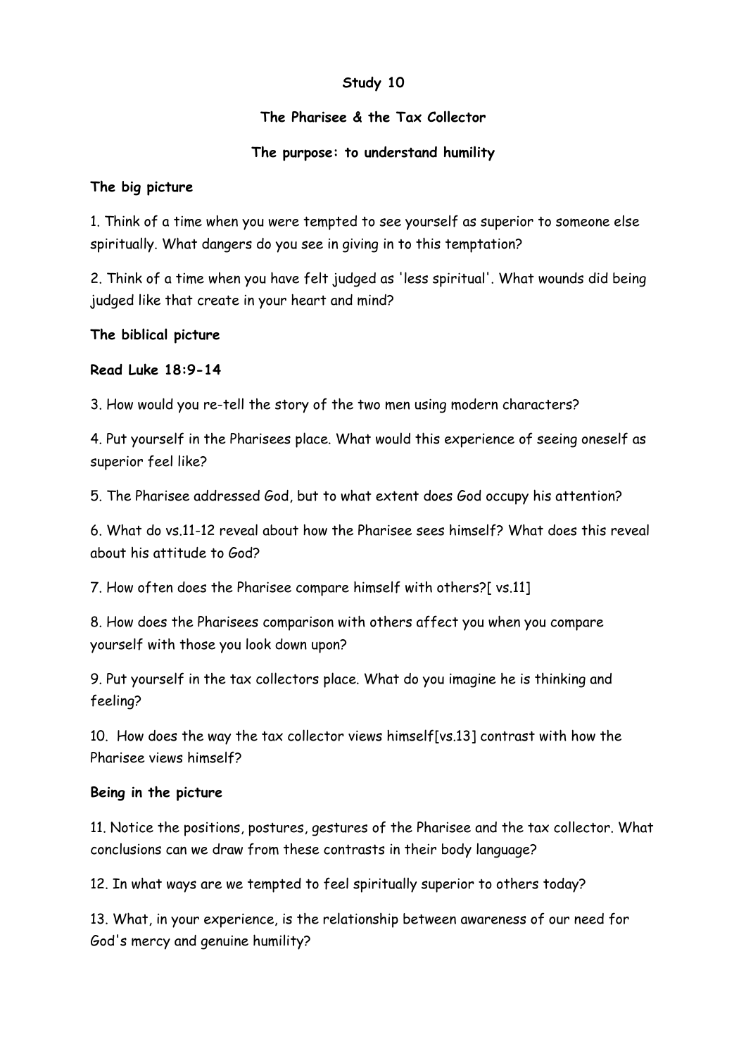**Study 10**

**The Pharisee & the Tax Collector**

**The purpose: to understand humility**

**The big picture**

1. Think of a time when you were tempted to see yourself as superior to someone else spiritually. What dangers do you see in giving in to this temptation?

2. Think of a time when you have felt judged as 'less spiritual'. What wounds did being judged like that create in your heart and mind?

**The biblical picture**

**Read Luke 18:9-14**

3. How would you re-tell the story of the two men using modern characters?

4. Put yourself in the Pharisees place. What would this experience of seeing oneself as superior feel like?

5. The Pharisee addressed God, but to what extent does God occupy his attention?

6. What do vs.11-12 reveal about how the Pharisee sees himself? What does this reveal about his attitude to God?

7. How often does the Pharisee compare himself with others?[ vs.11]

8. How does the Pharisees comparison with others affect you when you compare yourself with those you look down upon?

9. Put yourself in the tax collectors place. What do you imagine he is thinking and feeling?

10. How does the way the tax collector views himself[vs.13] contrast with how the Pharisee views himself?

**Being in the picture**

11. Notice the positions, postures, gestures of the Pharisee and the tax collector. What conclusions can we draw from these contrasts in their body language?

12. In what ways are we tempted to feel spiritually superior to others today?

13. What, in your experience, is the relationship between awareness of our need for God's mercy and genuine humility?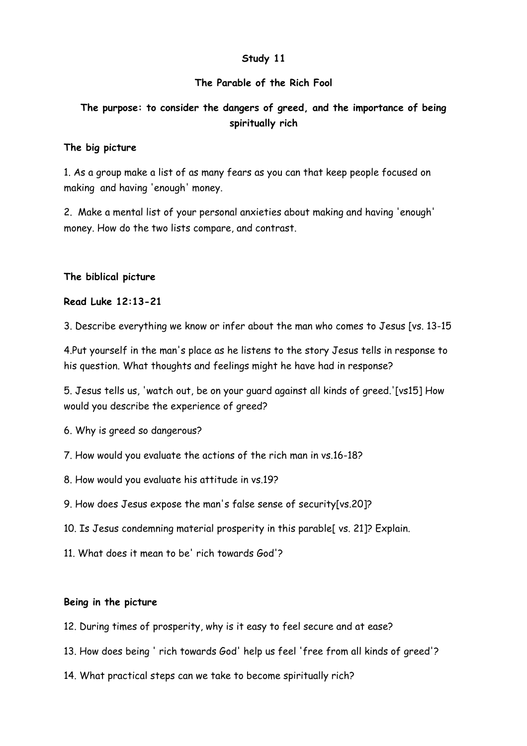**Study 11**

**The Parable of the Rich Fool**

**The purpose: to consider the dangers of greed, and the importance of being spiritually rich**

**The big picture**

1. As a group make a list of as many fears as you can that keep people focused on making and having 'enough' money.

2. Make a mental list of your personal anxieties about making and having 'enough' money. How do the two lists compare, and contrast.

**The biblical picture**

**Read Luke 12:13-21**

3. Describe everything we know or infer about the man who comes to Jesus [vs. 13-15

4.Put yourself in the man's place as he listens to the story Jesus tells in response to his question. What thoughts and feelings might he have had in response?

5. Jesus tells us, 'watch out, be on your guard against all kinds of greed.'[vs15] How would you describe the experience of greed?

6. Why is greed so dangerous?

7. How would you evaluate the actions of the rich man in vs.16-18?

8. How would you evaluate his attitude in vs.19?

9. How does Jesus expose the man's false sense of security[vs.20]?

10. Is Jesus condemning material prosperity in this parable[ vs. 21]? Explain.

11. What does it mean to be' rich towards God'?

**Being in the picture**

12. During times of prosperity, why is it easy to feel secure and at ease?

13. How does being ' rich towards God' help us feel 'free from all kinds of greed'?

14. What practical steps can we take to become spiritually rich?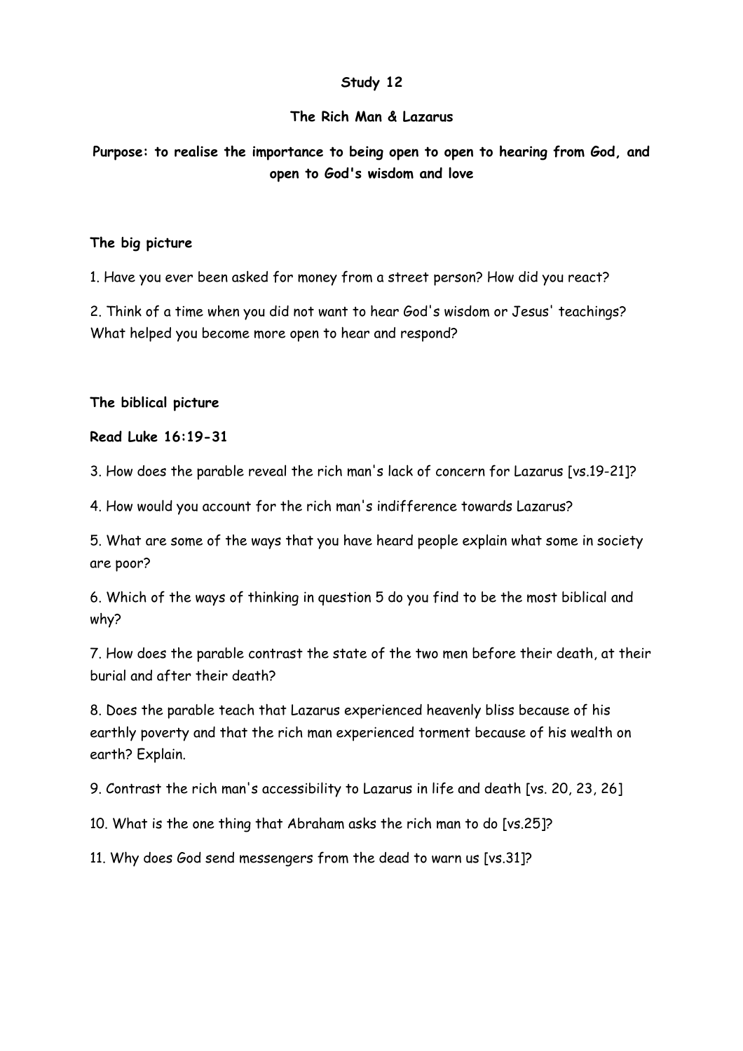# Study 12

## The Rich Man & Lazarus

**Purpose: to realise the importance to being open to open to hearing from God, and open to God's wisdom and love**

### The big picture

1. Have you ever been asked for money from a street person? How did you react?

2. Think of a time when you did not want to hear God's wisdom or Jesus' teachings? What helped you become more open to hear and respond?

### The biblical picture

**Read Luke 16:19-31**

3. How does the parable reveal the rich man's lack of concern for Lazarus [vs.19-21]?

4. How would you account for the rich man's indifference towards Lazarus?

5. What are some of the ways that you have heard people explain what some in society are poor?

6. Which of the ways of thinking in question 5 do you find to be the most biblical and why?

7. How does the parable contrast the state of the two men before their death, at their burial and after their death?

8. Does the parable teach that Lazarus experienced heavenly bliss because of his earthly poverty and that the rich man experienced torment because of his wealth on earth? Explain.

9. Contrast the rich man's accessibility to Lazarus in life and death [vs. 20, 23, 26]

10. What is the one thing that Abraham asks the rich man to do [vs.25]?

11. Why does God send messengers from the dead to warn us [vs.31]?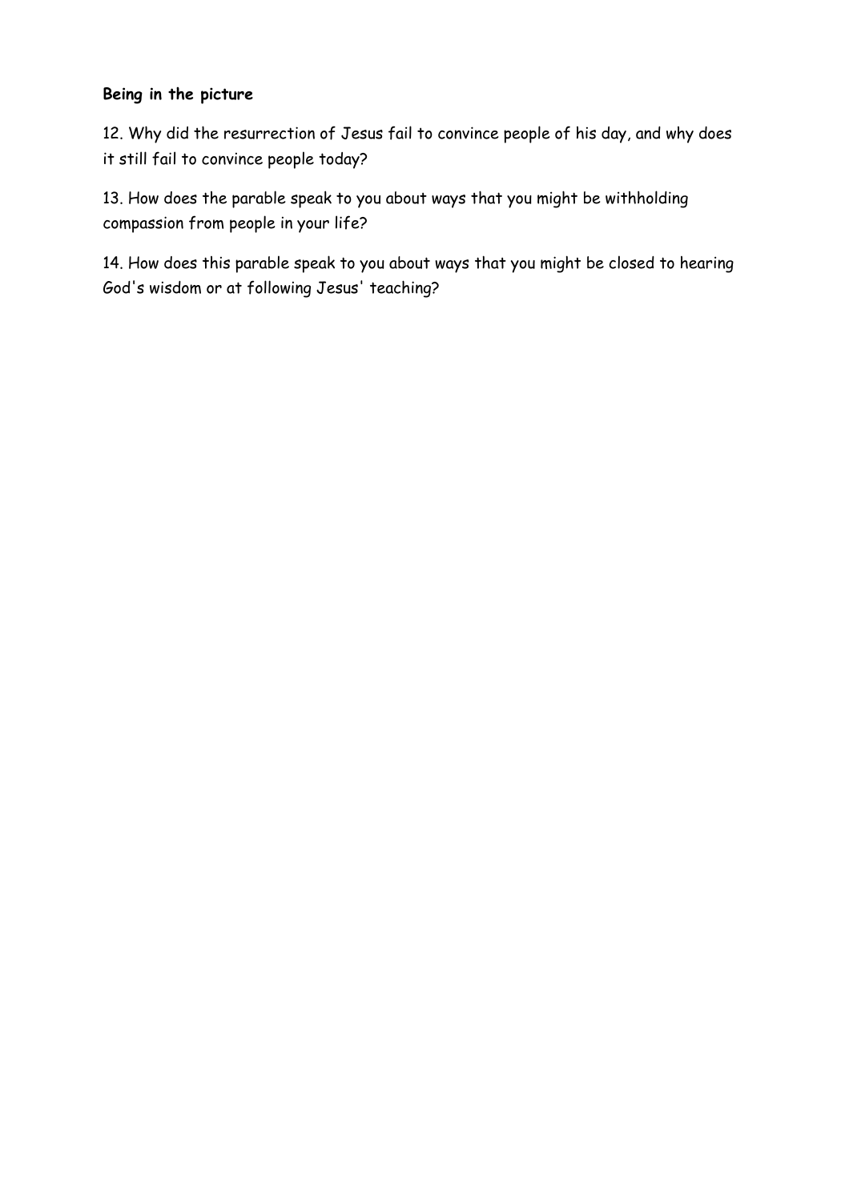**Being in the picture**

12. Why did the resurrection of Jesus fail to convince people of his day, and why does it still fail to convince people today?

13. How does the parable speak to you about ways that you might be withholding compassion from people in your life?

14. How does this parable speak to you about ways that you might be closed to hearing God's wisdom or at following Jesus' teaching?